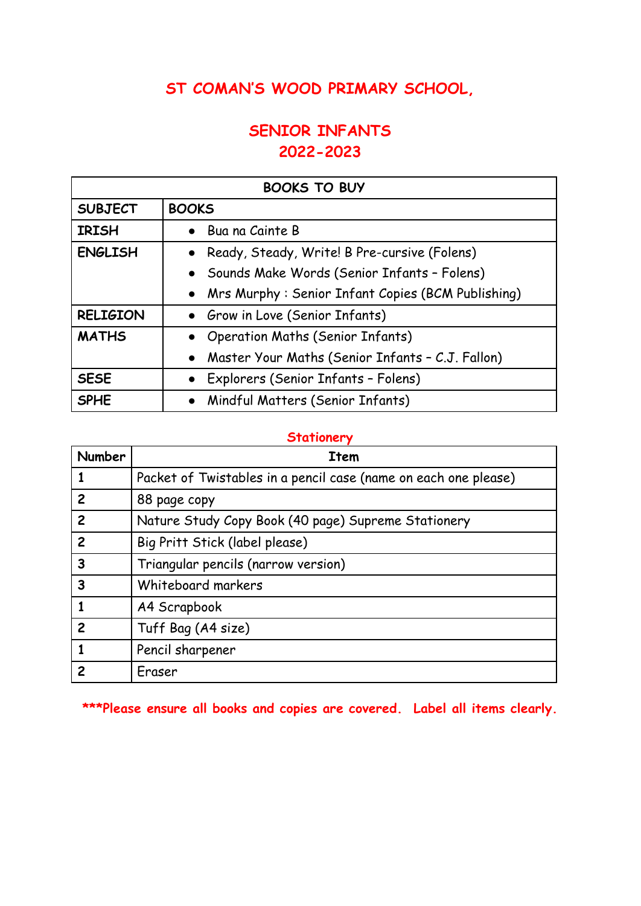# ST COMAN'S WOOD PRIMARY SCHOOL,

## SENIOR INFANTS
## 2022-2023

| BOOKS TO BUY | |
|---|---|
| **SUBJECT** | **BOOKS** |
| **IRISH** | • Bua na Cainte B |
| **ENGLISH** | • Ready, Steady, Write! B Pre-cursive (Folens)<br>• Sounds Make Words (Senior Infants – Folens)<br>• Mrs Murphy : Senior Infant Copies (BCM Publishing) |
| **RELIGION** | • Grow in Love (Senior Infants) |
| **MATHS** | • Operation Maths (Senior Infants)<br>• Master Your Maths (Senior Infants – C.J. Fallon) |
| **SESE** | • Explorers (Senior Infants – Folens) |
| **SPHE** | • Mindful Matters (Senior Infants) |

### Stationery

| Number | Item |
|---|---|
| 1 | Packet of Twistables in a pencil case (name on each one please) |
| 2 | 88 page copy |
| 2 | Nature Study Copy Book (40 page) Supreme Stationery |
| 2 | Big Pritt Stick (label please) |
| 3 | Triangular pencils (narrow version) |
| 3 | Whiteboard markers |
| 1 | A4 Scrapbook |
| 2 | Tuff Bag (A4 size) |
| 1 | Pencil sharpener |
| 2 | Eraser |

**\*\*\*Please ensure all books and copies are covered. Label all items clearly.**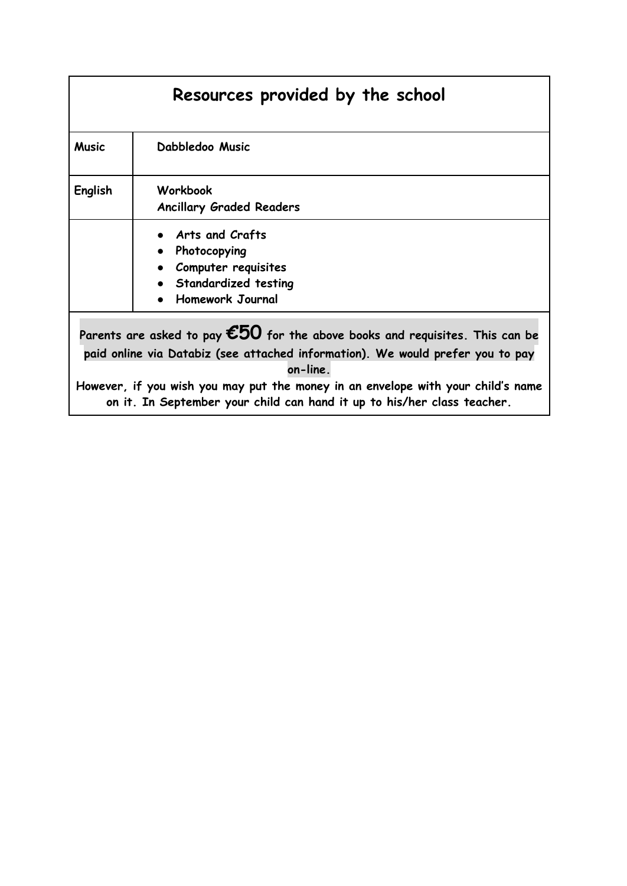## Resources provided by the school

| | |
|---|---|
| **Music** | **Dabbledoo Music** |
| **English** | **Workbook**<br>**Ancillary Graded Readers** |
| | • **Arts and Crafts**<br>• **Photocopying**<br>• **Computer requisites**<br>• **Standardized testing**<br>• **Homework Journal** |

**Parents are asked to pay €50 for the above books and requisites. This can be paid online via Databiz (see attached information). We would prefer you to pay on-line.**

**However, if you wish you may put the money in an envelope with your child's name on it. In September your child can hand it up to his/her class teacher.**